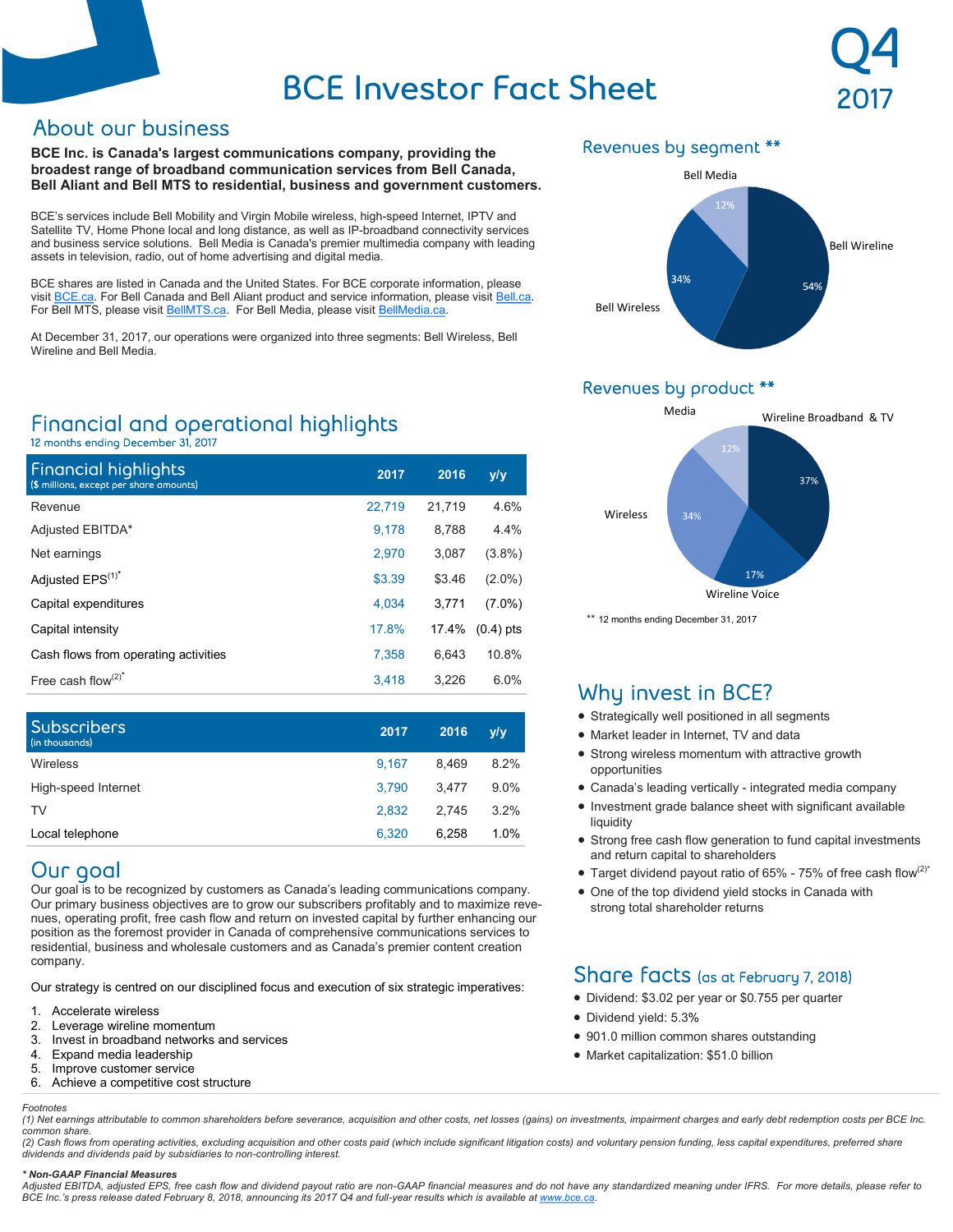# BCE Investor Fact Sheet

Q4 2017

## About our business

**BCE Inc. is Canada's largest communications company, providing the broadest range of broadband communication services from Bell Canada, Bell Aliant and Bell MTS to residential, business and government customers.**

BCE's services include Bell Mobility and Virgin Mobile wireless, high-speed Internet, IPTV and Satellite TV, Home Phone local and long distance, as well as IP-broadband connectivity services and business service solutions. Bell Media is Canada's premier multimedia company with leading assets in television, radio, out of home advertising and digital media.

BCE shares are listed in Canada and the United States. For BCE corporate information, please visit BCE.ca. For Bell Canada and Bell Aliant product and service information, please visit Bell.ca. For Bell MTS, please visit BellMTS.ca. For Bell Media, please visit BellMedia.ca.

At December 31, 2017, our operations were organized into three segments: Bell Wireless, Bell Wireline and Bell Media.

## Financial and operational highlights

12 months ending December 31, 2017

| Financial highlights ($ millions, except per share amounts) | 2017 | 2016 | y/y |
|---|---|---|---|
| Revenue | 22,719 | 21,719 | 4.6% |
| Adjusted EBITDA* | 9,178 | 8,788 | 4.4% |
| Net earnings | 2,970 | 3,087 | (3.8%) |
| Adjusted EPS(1)* | $3.39 | $3.46 | (2.0%) |
| Capital expenditures | 4,034 | 3,771 | (7.0%) |
| Capital intensity | 17.8% | 17.4% | (0.4) pts |
| Cash flows from operating activities | 7,358 | 6,643 | 10.8% |
| Free cash flow(2)* | 3,418 | 3,226 | 6.0% |

| Subscribers (in thousands) | 2017 | 2016 | y/y |
|---|---|---|---|
| Wireless | 9,167 | 8,469 | 8.2% |
| High-speed Internet | 3,790 | 3,477 | 9.0% |
| TV | 2,832 | 2,745 | 3.2% |
| Local telephone | 6,320 | 6,258 | 1.0% |

## Revenues by segment **

- Bell Wireline: 54%
- Bell Wireless: 34%
- Bell Media: 12%

## Revenues by product **

- Wireline Broadband & TV: 37%
- Wireless: 34%
- Wireline Voice: 17%
- Media: 12%

** 12 months ending December 31, 2017

## Our goal

Our goal is to be recognized by customers as Canada's leading communications company. Our primary business objectives are to grow our subscribers profitably and to maximize revenues, operating profit, free cash flow and return on invested capital by further enhancing our position as the foremost provider in Canada of comprehensive communications services to residential, business and wholesale customers and as Canada's premier content creation company.

Our strategy is centred on our disciplined focus and execution of six strategic imperatives:

1. Accelerate wireless
2. Leverage wireline momentum
3. Invest in broadband networks and services
4. Expand media leadership
5. Improve customer service
6. Achieve a competitive cost structure

## Why invest in BCE?

- Strategically well positioned in all segments
- Market leader in Internet, TV and data
- Strong wireless momentum with attractive growth opportunities
- Canada's leading vertically - integrated media company
- Investment grade balance sheet with significant available liquidity
- Strong free cash flow generation to fund capital investments and return capital to shareholders
- Target dividend payout ratio of 65% - 75% of free cash flow(2)*
- One of the top dividend yield stocks in Canada with strong total shareholder returns

## Share facts (as at February 7, 2018)

- Dividend: $3.02 per year or $0.755 per quarter
- Dividend yield: 5.3%
- 901.0 million common shares outstanding
- Market capitalization: $51.0 billion

Footnotes

*(1) Net earnings attributable to common shareholders before severance, acquisition and other costs, net losses (gains) on investments, impairment charges and early debt redemption costs per BCE Inc. common share.*

*(2) Cash flows from operating activities, excluding acquisition and other costs paid (which include significant litigation costs) and voluntary pension funding, less capital expenditures, preferred share dividends and dividends paid by subsidiaries to non-controlling interest.*

***\* Non-GAAP Financial Measures***

*Adjusted EBITDA, adjusted EPS, free cash flow and dividend payout ratio are non-GAAP financial measures and do not have any standardized meaning under IFRS. For more details, please refer to BCE Inc.'s press release dated February 8, 2018, announcing its 2017 Q4 and full-year results which is available at www.bce.ca.*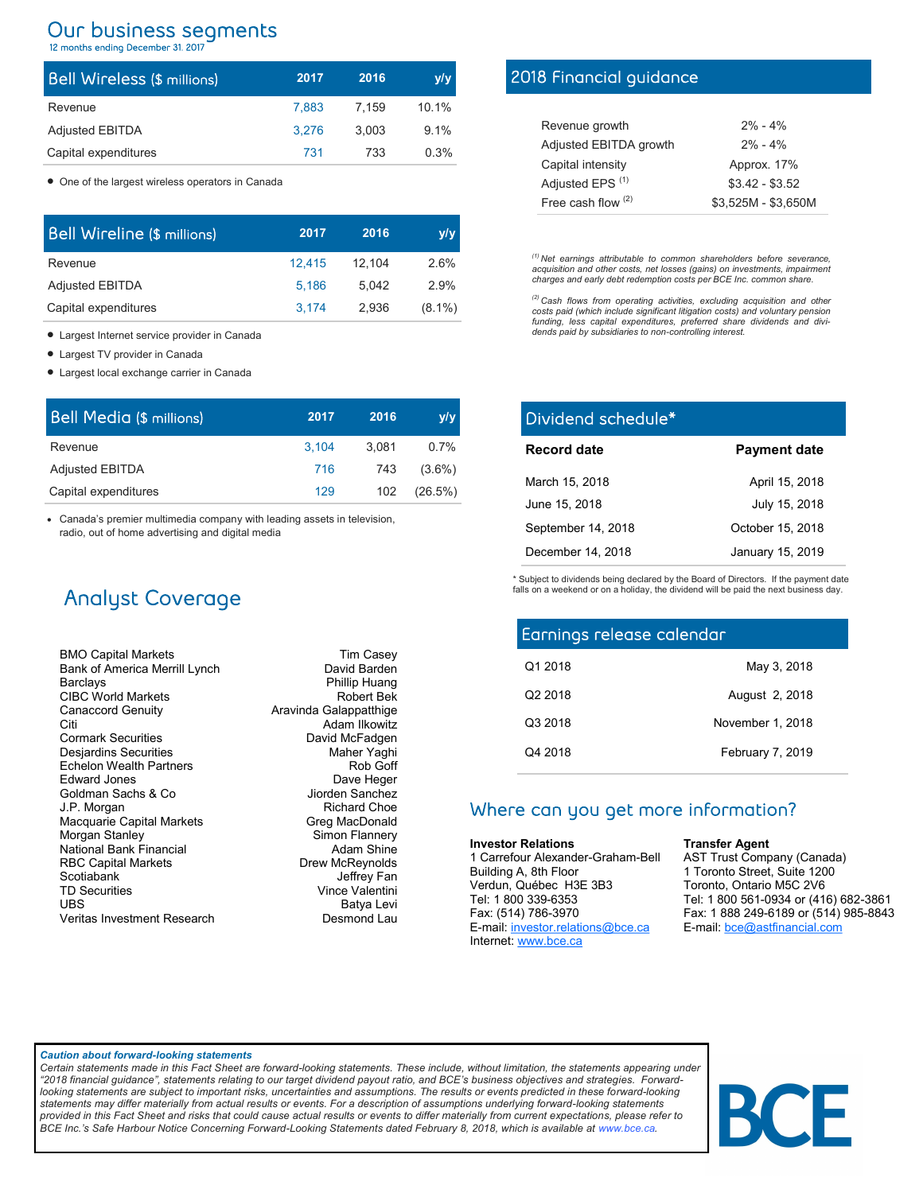# Our business segments

12 months ending December 31. 2017

| Bell Wireless ($ millions) | 2017 | 2016 | y/y |
|---|---|---|---|
| Revenue | 7,883 | 7,159 | 10.1% |
| Adjusted EBITDA | 3,276 | 3,003 | 9.1% |
| Capital expenditures | 731 | 733 | 0.3% |

- One of the largest wireless operators in Canada

| Bell Wireline ($ millions) | 2017 | 2016 | y/y |
|---|---|---|---|
| Revenue | 12,415 | 12,104 | 2.6% |
| Adjusted EBITDA | 5,186 | 5,042 | 2.9% |
| Capital expenditures | 3,174 | 2,936 | (8.1%) |

- Largest Internet service provider in Canada
- Largest TV provider in Canada
- Largest local exchange carrier in Canada

| Bell Media ($ millions) | 2017 | 2016 | y/y |
|---|---|---|---|
| Revenue | 3,104 | 3,081 | 0.7% |
| Adjusted EBITDA | 716 | 743 | (3.6%) |
| Capital expenditures | 129 | 102 | (26.5%) |

- Canada's premier multimedia company with leading assets in television, radio, out of home advertising and digital media

## Analyst Coverage

| | |
|---|---|
| BMO Capital Markets | Tim Casey |
| Bank of America Merrill Lynch | David Barden |
| Barclays | Phillip Huang |
| CIBC World Markets | Robert Bek |
| Canaccord Genuity | Aravinda Galappatthige |
| Citi | Adam Ilkowitz |
| Cormark Securities | David McFadgen |
| Desjardins Securities | Maher Yaghi |
| Echelon Wealth Partners | Rob Goff |
| Edward Jones | Dave Heger |
| Goldman Sachs & Co | Jiorden Sanchez |
| J.P. Morgan | Richard Choe |
| Macquarie Capital Markets | Greg MacDonald |
| Morgan Stanley | Simon Flannery |
| National Bank Financial | Adam Shine |
| RBC Capital Markets | Drew McReynolds |
| Scotiabank | Jeffrey Fan |
| TD Securities | Vince Valentini |
| UBS | Batya Levi |
| Veritas Investment Research | Desmond Lau |

## 2018 Financial guidance

| | |
|---|---|
| Revenue growth | 2% - 4% |
| Adjusted EBITDA growth | 2% - 4% |
| Capital intensity | Approx. 17% |
| Adjusted EPS [1] | $3.42 - $3.52 |
| Free cash flow [2] | $3,525M - $3,650M |

*[1] Net earnings attributable to common shareholders before severance, acquisition and other costs, net losses (gains) on investments, impairment charges and early debt redemption costs per BCE Inc. common share.*

*[2] Cash flows from operating activities, excluding acquisition and other costs paid (which include significant litigation costs) and voluntary pension funding, less capital expenditures, preferred share dividends and dividends paid by subsidiaries to non-controlling interest.*

## Dividend schedule*

| Record date | Payment date |
|---|---|
| March 15, 2018 | April 15, 2018 |
| June 15, 2018 | July 15, 2018 |
| September 14, 2018 | October 15, 2018 |
| December 14, 2018 | January 15, 2019 |

\* Subject to dividends being declared by the Board of Directors. If the payment date falls on a weekend or on a holiday, the dividend will be paid the next business day.

## Earnings release calendar

| | |
|---|---|
| Q1 2018 | May 3, 2018 |
| Q2 2018 | August 2, 2018 |
| Q3 2018 | November 1, 2018 |
| Q4 2018 | February 7, 2019 |

## Where can you get more information?

**Investor Relations**
1 Carrefour Alexander-Graham-Bell
Building A, 8th Floor
Verdun, Québec H3E 3B3
Tel: 1 800 339-6353
Fax: (514) 786-3970
E-mail: investor.relations@bce.ca
Internet: www.bce.ca

**Transfer Agent**
AST Trust Company (Canada)
1 Toronto Street, Suite 1200
Toronto, Ontario M5C 2V6
Tel: 1 800 561-0934 or (416) 682-3861
Fax: 1 888 249-6189 or (514) 985-8843
E-mail: bce@astfinancial.com

***Caution about forward-looking statements***

*Certain statements made in this Fact Sheet are forward-looking statements. These include, without limitation, the statements appearing under "2018 financial guidance", statements relating to our target dividend payout ratio, and BCE's business objectives and strategies. Forward-looking statements are subject to important risks, uncertainties and assumptions. The results or events predicted in these forward-looking statements may differ materially from actual results or events. For a description of assumptions underlying forward-looking statements provided in this Fact Sheet and risks that could cause actual results or events to differ materially from current expectations, please refer to BCE Inc.'s Safe Harbour Notice Concerning Forward-Looking Statements dated February 8, 2018, which is available at www.bce.ca.*

BCE